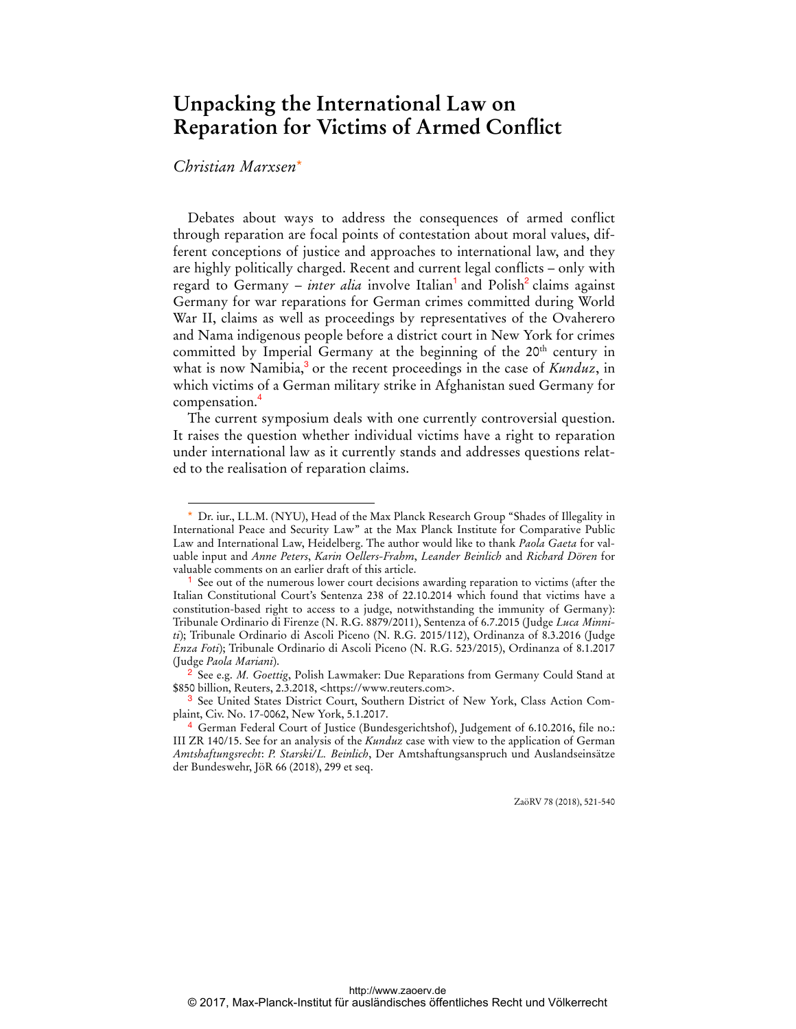# Unpacking the International Law on Reparation for Victims of Armed Conflict

*Christian Marxsen*[*]

Debates about ways to address the consequences of armed conflict through reparation are focal points of contestation about moral values, different conceptions of justice and approaches to international law, and they are highly politically charged. Recent and current legal conflicts – only with regard to Germany – *inter alia* involve Italian[1] and Polish[2] claims against Germany for war reparations for German crimes committed during World War II, claims as well as proceedings by representatives of the Ovaherero and Nama indigenous people before a district court in New York for crimes committed by Imperial Germany at the beginning of the 20th century in what is now Namibia,[3] or the recent proceedings in the case of *Kunduz*, in which victims of a German military strike in Afghanistan sued Germany for compensation.[4]

The current symposium deals with one currently controversial question. It raises the question whether individual victims have a right to reparation under international law as it currently stands and addresses questions related to the realisation of reparation claims.

---

[*] Dr. iur., LL.M. (NYU), Head of the Max Planck Research Group "Shades of Illegality in International Peace and Security Law" at the Max Planck Institute for Comparative Public Law and International Law, Heidelberg. The author would like to thank *Paola Gaeta* for valuable input and *Anne Peters*, *Karin Oellers-Frahm*, *Leander Beinlich* and *Richard Dören* for valuable comments on an earlier draft of this article.

[1] See out of the numerous lower court decisions awarding reparation to victims (after the Italian Constitutional Court's Sentenza 238 of 22.10.2014 which found that victims have a constitution-based right to access to a judge, notwithstanding the immunity of Germany): Tribunale Ordinario di Firenze (N. R.G. 8879/2011), Sentenza of 6.7.2015 (Judge *Luca Minniti*); Tribunale Ordinario di Ascoli Piceno (N. R.G. 2015/112), Ordinanza of 8.3.2016 (Judge *Enza Foti*); Tribunale Ordinario di Ascoli Piceno (N. R.G. 523/2015), Ordinanza of 8.1.2017 (Judge *Paola Mariani*).

[2] See e.g. *M. Goettig*, Polish Lawmaker: Due Reparations from Germany Could Stand at $850 billion, Reuters, 2.3.2018, <https://www.reuters.com>.

[3] See United States District Court, Southern District of New York, Class Action Complaint, Civ. No. 17-0062, New York, 5.1.2017.

[4] German Federal Court of Justice (Bundesgerichtshof), Judgement of 6.10.2016, file no.: III ZR 140/15. See for an analysis of the *Kunduz* case with view to the application of German *Amtshaftungsrecht*: *P. Starski/L. Beinlich*, Der Amtshaftungsanspruch und Auslandseinsätze der Bundeswehr, JöR 66 (2018), 299 et seq.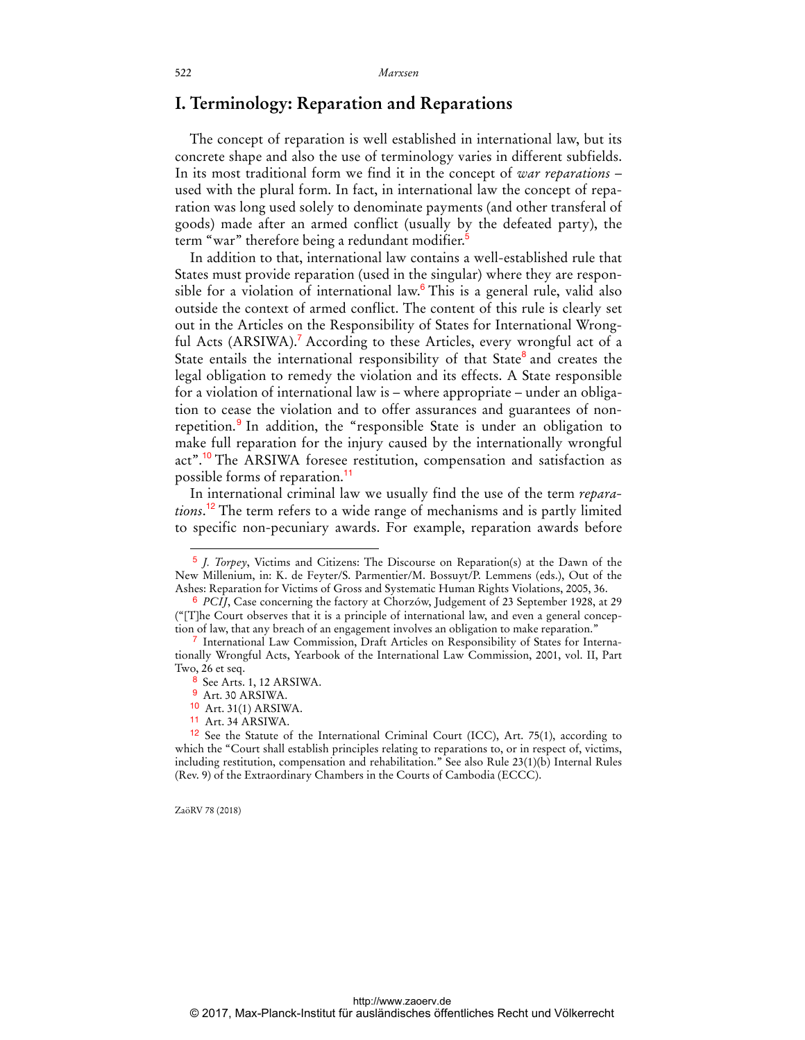# I. Terminology: Reparation and Reparations

The concept of reparation is well established in international law, but its concrete shape and also the use of terminology varies in different subfields. In its most traditional form we find it in the concept of *war reparations* – used with the plural form. In fact, in international law the concept of reparation was long used solely to denominate payments (and other transferal of goods) made after an armed conflict (usually by the defeated party), the term "war" therefore being a redundant modifier.[5]

In addition to that, international law contains a well-established rule that States must provide reparation (used in the singular) where they are responsible for a violation of international law.[6] This is a general rule, valid also outside the context of armed conflict. The content of this rule is clearly set out in the Articles on the Responsibility of States for International Wrongful Acts (ARSIWA).[7] According to these Articles, every wrongful act of a State entails the international responsibility of that State[8] and creates the legal obligation to remedy the violation and its effects. A State responsible for a violation of international law is – where appropriate – under an obligation to cease the violation and to offer assurances and guarantees of non-repetition.[9] In addition, the "responsible State is under an obligation to make full reparation for the injury caused by the internationally wrongful act".[10] The ARSIWA foresee restitution, compensation and satisfaction as possible forms of reparation.[11]

In international criminal law we usually find the use of the term *reparations*.[12] The term refers to a wide range of mechanisms and is partly limited to specific non-pecuniary awards. For example, reparation awards before

---

[5] *J. Torpey*, Victims and Citizens: The Discourse on Reparation(s) at the Dawn of the New Millenium, in: K. de Feyter/S. Parmentier/M. Bossuyt/P. Lemmens (eds.), Out of the Ashes: Reparation for Victims of Gross and Systematic Human Rights Violations, 2005, 36.

[6] *PCIJ*, Case concerning the factory at Chorzów, Judgement of 23 September 1928, at 29 ("[T]he Court observes that it is a principle of international law, and even a general conception of law, that any breach of an engagement involves an obligation to make reparation."

[7] International Law Commission, Draft Articles on Responsibility of States for Internationally Wrongful Acts, Yearbook of the International Law Commission, 2001, vol. II, Part Two, 26 et seq.

[8] See Arts. 1, 12 ARSIWA.

[9] Art. 30 ARSIWA.

[10] Art. 31(1) ARSIWA.

[11] Art. 34 ARSIWA.

[12] See the Statute of the International Criminal Court (ICC), Art. 75(1), according to which the "Court shall establish principles relating to reparations to, or in respect of, victims, including restitution, compensation and rehabilitation." See also Rule 23(1)(b) Internal Rules (Rev. 9) of the Extraordinary Chambers in the Courts of Cambodia (ECCC).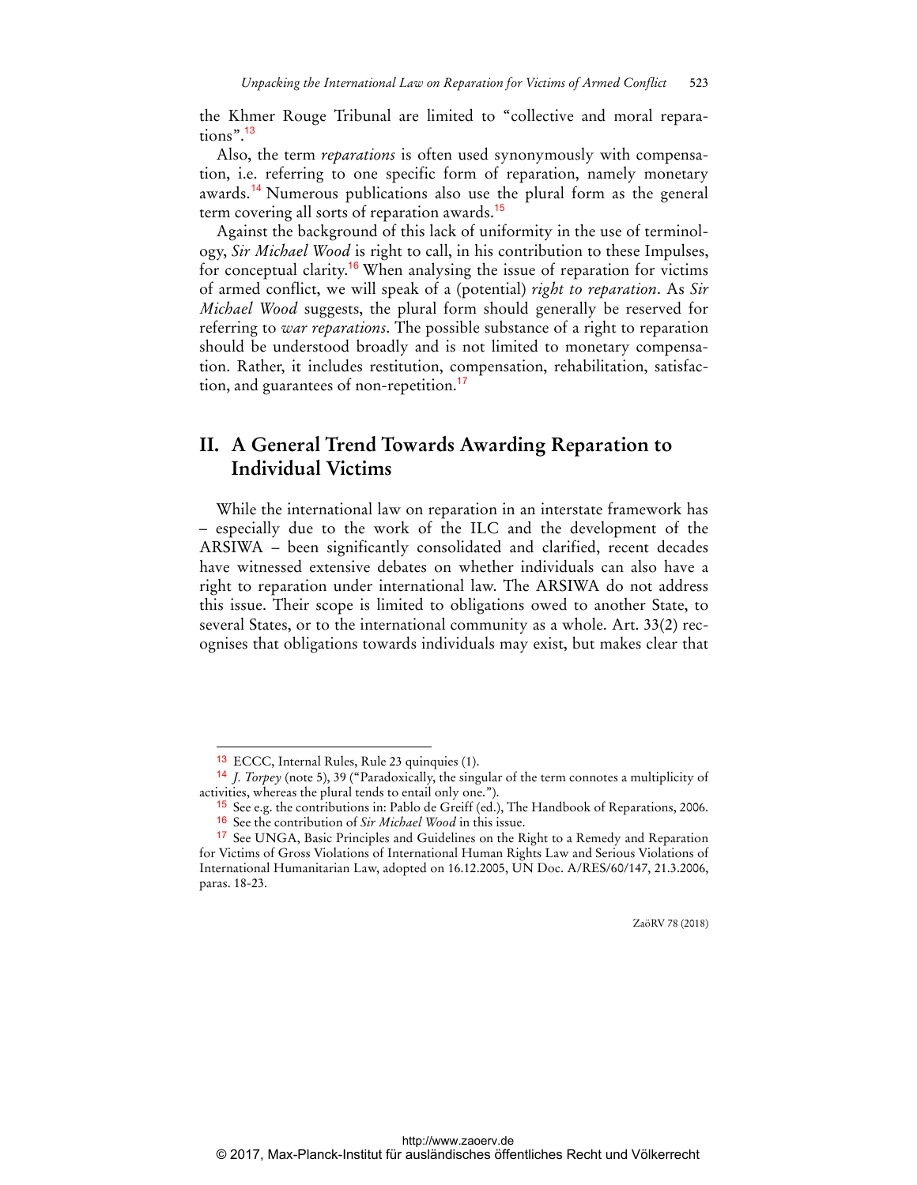the Khmer Rouge Tribunal are limited to "collective and moral reparations".[13]

Also, the term *reparations* is often used synonymously with compensation, i.e. referring to one specific form of reparation, namely monetary awards.[14] Numerous publications also use the plural form as the general term covering all sorts of reparation awards.[15]

Against the background of this lack of uniformity in the use of terminology, *Sir Michael Wood* is right to call, in his contribution to these Impulses, for conceptual clarity.[16] When analysing the issue of reparation for victims of armed conflict, we will speak of a (potential) *right to reparation*. As *Sir Michael Wood* suggests, the plural form should generally be reserved for referring to *war reparations*. The possible substance of a right to reparation should be understood broadly and is not limited to monetary compensation. Rather, it includes restitution, compensation, rehabilitation, satisfaction, and guarantees of non-repetition.[17]

## II. A General Trend Towards Awarding Reparation to Individual Victims

While the international law on reparation in an interstate framework has – especially due to the work of the ILC and the development of the ARSIWA – been significantly consolidated and clarified, recent decades have witnessed extensive debates on whether individuals can also have a right to reparation under international law. The ARSIWA do not address this issue. Their scope is limited to obligations owed to another State, to several States, or to the international community as a whole. Art. 33(2) recognises that obligations towards individuals may exist, but makes clear that

---

[13] ECCC, Internal Rules, Rule 23 quinquies (1).

[14] *J. Torpey* (note 5), 39 ("Paradoxically, the singular of the term connotes a multiplicity of activities, whereas the plural tends to entail only one.").

[15] See e.g. the contributions in: Pablo de Greiff (ed.), The Handbook of Reparations, 2006.

[16] See the contribution of *Sir Michael Wood* in this issue.

[17] See UNGA, Basic Principles and Guidelines on the Right to a Remedy and Reparation for Victims of Gross Violations of International Human Rights Law and Serious Violations of International Humanitarian Law, adopted on 16.12.2005, UN Doc. A/RES/60/147, 21.3.2006, paras. 18-23.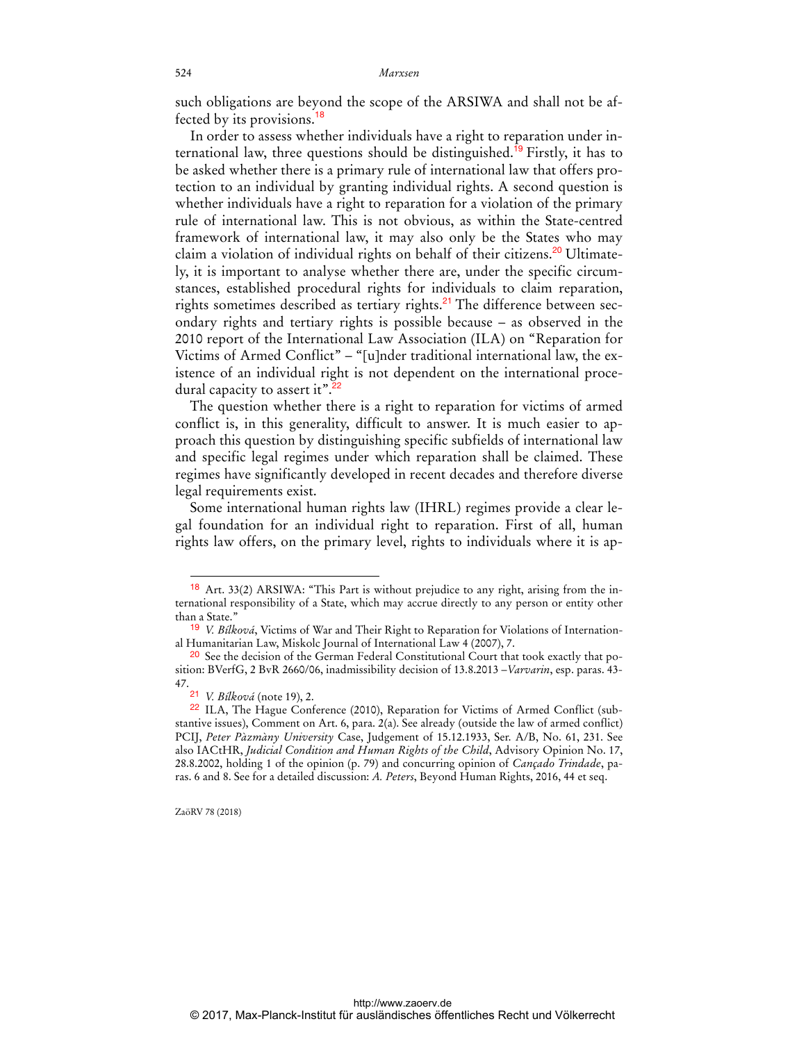such obligations are beyond the scope of the ARSIWA and shall not be affected by its provisions.[18]

In order to assess whether individuals have a right to reparation under international law, three questions should be distinguished.[19] Firstly, it has to be asked whether there is a primary rule of international law that offers protection to an individual by granting individual rights. A second question is whether individuals have a right to reparation for a violation of the primary rule of international law. This is not obvious, as within the State-centred framework of international law, it may also only be the States who may claim a violation of individual rights on behalf of their citizens.[20] Ultimately, it is important to analyse whether there are, under the specific circumstances, established procedural rights for individuals to claim reparation, rights sometimes described as tertiary rights.[21] The difference between secondary rights and tertiary rights is possible because – as observed in the 2010 report of the International Law Association (ILA) on "Reparation for Victims of Armed Conflict" – "[u]nder traditional international law, the existence of an individual right is not dependent on the international procedural capacity to assert it".[22]

The question whether there is a right to reparation for victims of armed conflict is, in this generality, difficult to answer. It is much easier to approach this question by distinguishing specific subfields of international law and specific legal regimes under which reparation shall be claimed. These regimes have significantly developed in recent decades and therefore diverse legal requirements exist.

Some international human rights law (IHRL) regimes provide a clear legal foundation for an individual right to reparation. First of all, human rights law offers, on the primary level, rights to individuals where it is ap-

---

[18] Art. 33(2) ARSIWA: "This Part is without prejudice to any right, arising from the international responsibility of a State, which may accrue directly to any person or entity other than a State."

[19] *V. Bílková*, Victims of War and Their Right to Reparation for Violations of International Humanitarian Law, Miskolc Journal of International Law 4 (2007), 7.

[20] See the decision of the German Federal Constitutional Court that took exactly that position: BVerfG, 2 BvR 2660/06, inadmissibility decision of 13.8.2013 –*Varvarin*, esp. paras. 43-47.

[21] *V. Bílková* (note 19), 2.

[22] ILA, The Hague Conference (2010), Reparation for Victims of Armed Conflict (substantive issues), Comment on Art. 6, para. 2(a). See already (outside the law of armed conflict) PCIJ, *Peter Pàzmàny University* Case, Judgement of 15.12.1933, Ser. A/B, No. 61, 231. See also IACtHR, *Judicial Condition and Human Rights of the Child*, Advisory Opinion No. 17, 28.8.2002, holding 1 of the opinion (p. 79) and concurring opinion of *Cançado Trindade*, paras. 6 and 8. See for a detailed discussion: *A. Peters*, Beyond Human Rights, 2016, 44 et seq.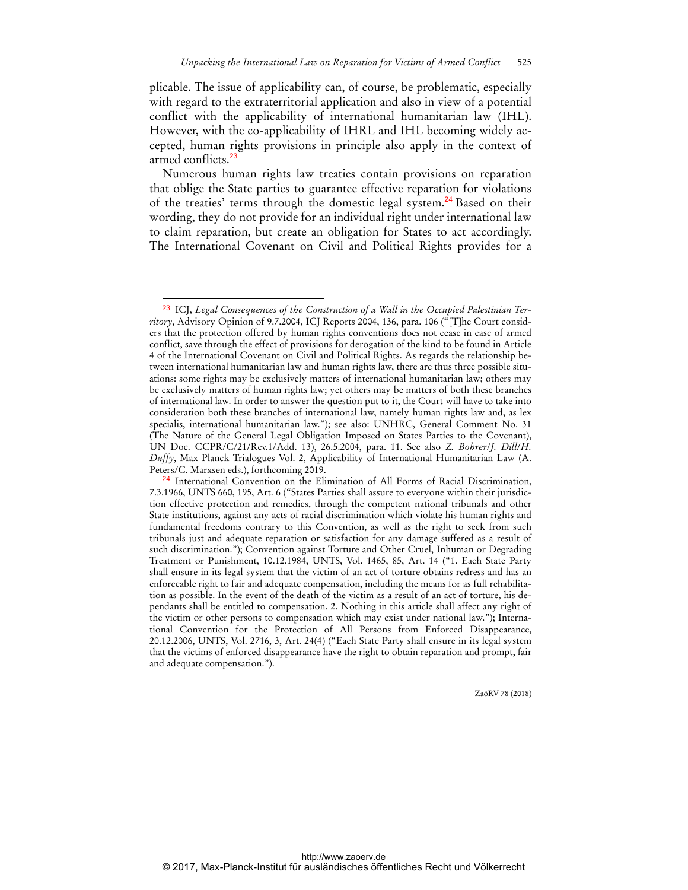plicable. The issue of applicability can, of course, be problematic, especially with regard to the extraterritorial application and also in view of a potential conflict with the applicability of international humanitarian law (IHL). However, with the co-applicability of IHRL and IHL becoming widely accepted, human rights provisions in principle also apply in the context of armed conflicts.[23]

Numerous human rights law treaties contain provisions on reparation that oblige the State parties to guarantee effective reparation for violations of the treaties' terms through the domestic legal system.[24] Based on their wording, they do not provide for an individual right under international law to claim reparation, but create an obligation for States to act accordingly. The International Covenant on Civil and Political Rights provides for a

---

[23] ICJ, *Legal Consequences of the Construction of a Wall in the Occupied Palestinian Territory*, Advisory Opinion of 9.7.2004, ICJ Reports 2004, 136, para. 106 ("[T]he Court considers that the protection offered by human rights conventions does not cease in case of armed conflict, save through the effect of provisions for derogation of the kind to be found in Article 4 of the International Covenant on Civil and Political Rights. As regards the relationship between international humanitarian law and human rights law, there are thus three possible situations: some rights may be exclusively matters of international humanitarian law; others may be exclusively matters of human rights law; yet others may be matters of both these branches of international law. In order to answer the question put to it, the Court will have to take into consideration both these branches of international law, namely human rights law and, as lex specialis, international humanitarian law."); see also: UNHRC, General Comment No. 31 (The Nature of the General Legal Obligation Imposed on States Parties to the Covenant), UN Doc. CCPR/C/21/Rev.1/Add. 13), 26.5.2004, para. 11. See also *Z. Bohrer/J. Dill/H. Duffy*, Max Planck Trialogues Vol. 2, Applicability of International Humanitarian Law (A. Peters/C. Marxsen eds.), forthcoming 2019.

[24] International Convention on the Elimination of All Forms of Racial Discrimination, 7.3.1966, UNTS 660, 195, Art. 6 ("States Parties shall assure to everyone within their jurisdiction effective protection and remedies, through the competent national tribunals and other State institutions, against any acts of racial discrimination which violate his human rights and fundamental freedoms contrary to this Convention, as well as the right to seek from such tribunals just and adequate reparation or satisfaction for any damage suffered as a result of such discrimination."); Convention against Torture and Other Cruel, Inhuman or Degrading Treatment or Punishment, 10.12.1984, UNTS, Vol. 1465, 85, Art. 14 ("1. Each State Party shall ensure in its legal system that the victim of an act of torture obtains redress and has an enforceable right to fair and adequate compensation, including the means for as full rehabilitation as possible. In the event of the death of the victim as a result of an act of torture, his dependants shall be entitled to compensation. 2. Nothing in this article shall affect any right of the victim or other persons to compensation which may exist under national law."); International Convention for the Protection of All Persons from Enforced Disappearance, 20.12.2006, UNTS, Vol. 2716, 3, Art. 24(4) ("Each State Party shall ensure in its legal system that the victims of enforced disappearance have the right to obtain reparation and prompt, fair and adequate compensation.").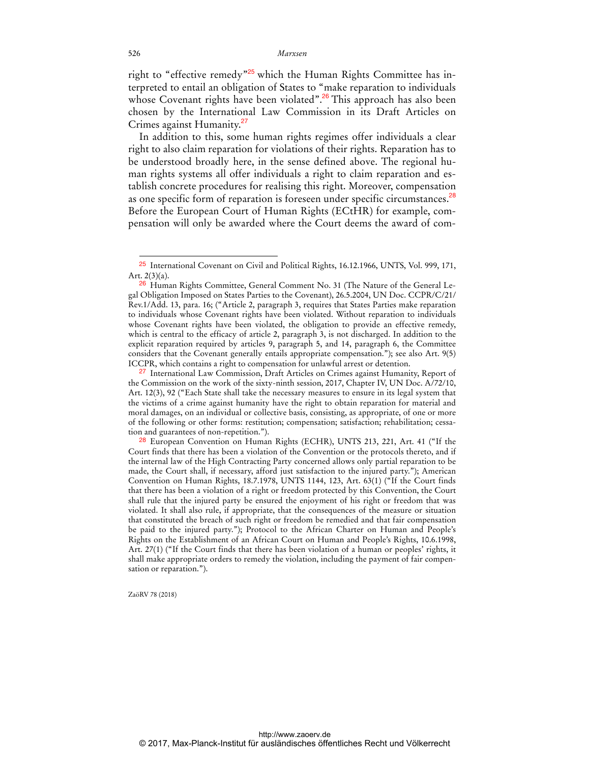right to "effective remedy"[25] which the Human Rights Committee has interpreted to entail an obligation of States to "make reparation to individuals whose Covenant rights have been violated".[26] This approach has also been chosen by the International Law Commission in its Draft Articles on Crimes against Humanity.[27]

In addition to this, some human rights regimes offer individuals a clear right to also claim reparation for violations of their rights. Reparation has to be understood broadly here, in the sense defined above. The regional human rights systems all offer individuals a right to claim reparation and establish concrete procedures for realising this right. Moreover, compensation as one specific form of reparation is foreseen under specific circumstances.[28] Before the European Court of Human Rights (ECtHR) for example, compensation will only be awarded where the Court deems the award of com-

---

[25] International Covenant on Civil and Political Rights, 16.12.1966, UNTS, Vol. 999, 171, Art. 2(3)(a).

[26] Human Rights Committee, General Comment No. 31 (The Nature of the General Legal Obligation Imposed on States Parties to the Covenant), 26.5.2004, UN Doc. CCPR/C/21/Rev.1/Add. 13, para. 16; ("Article 2, paragraph 3, requires that States Parties make reparation to individuals whose Covenant rights have been violated. Without reparation to individuals whose Covenant rights have been violated, the obligation to provide an effective remedy, which is central to the efficacy of article 2, paragraph 3, is not discharged. In addition to the explicit reparation required by articles 9, paragraph 5, and 14, paragraph 6, the Committee considers that the Covenant generally entails appropriate compensation."); see also Art. 9(5) ICCPR, which contains a right to compensation for unlawful arrest or detention.

[27] International Law Commission, Draft Articles on Crimes against Humanity, Report of the Commission on the work of the sixty-ninth session, 2017, Chapter IV, UN Doc. A/72/10, Art. 12(3), 92 ("Each State shall take the necessary measures to ensure in its legal system that the victims of a crime against humanity have the right to obtain reparation for material and moral damages, on an individual or collective basis, consisting, as appropriate, of one or more of the following or other forms: restitution; compensation; satisfaction; rehabilitation; cessation and guarantees of non-repetition.").

[28] European Convention on Human Rights (ECHR), UNTS 213, 221, Art. 41 ("If the Court finds that there has been a violation of the Convention or the protocols thereto, and if the internal law of the High Contracting Party concerned allows only partial reparation to be made, the Court shall, if necessary, afford just satisfaction to the injured party."); American Convention on Human Rights, 18.7.1978, UNTS 1144, 123, Art. 63(1) ("If the Court finds that there has been a violation of a right or freedom protected by this Convention, the Court shall rule that the injured party be ensured the enjoyment of his right or freedom that was violated. It shall also rule, if appropriate, that the consequences of the measure or situation that constituted the breach of such right or freedom be remedied and that fair compensation be paid to the injured party."); Protocol to the African Charter on Human and People's Rights on the Establishment of an African Court on Human and People's Rights, 10.6.1998, Art. 27(1) ("If the Court finds that there has been violation of a human or peoples' rights, it shall make appropriate orders to remedy the violation, including the payment of fair compensation or reparation.").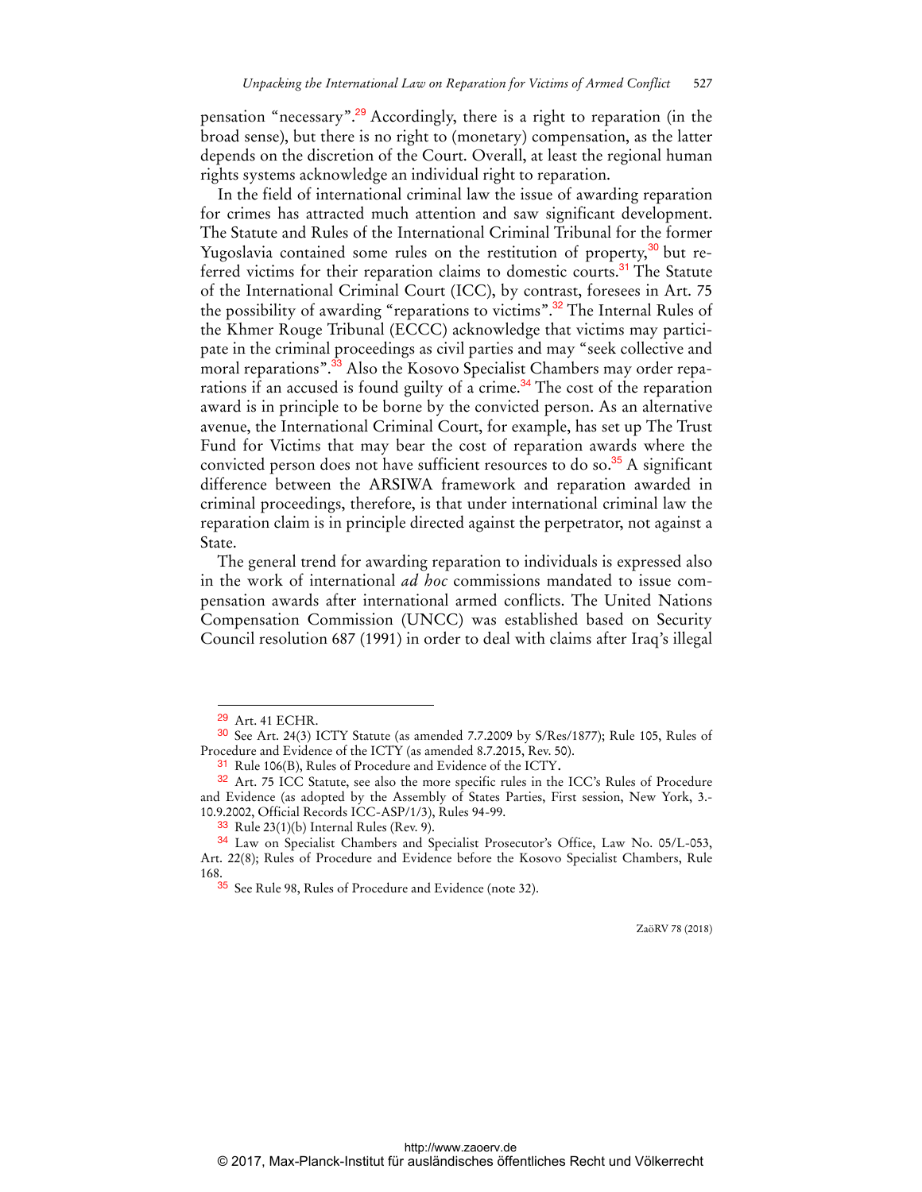pensation "necessary".[29] Accordingly, there is a right to reparation (in the broad sense), but there is no right to (monetary) compensation, as the latter depends on the discretion of the Court. Overall, at least the regional human rights systems acknowledge an individual right to reparation.

In the field of international criminal law the issue of awarding reparation for crimes has attracted much attention and saw significant development. The Statute and Rules of the International Criminal Tribunal for the former Yugoslavia contained some rules on the restitution of property,[30] but referred victims for their reparation claims to domestic courts.[31] The Statute of the International Criminal Court (ICC), by contrast, foresees in Art. 75 the possibility of awarding "reparations to victims".[32] The Internal Rules of the Khmer Rouge Tribunal (ECCC) acknowledge that victims may participate in the criminal proceedings as civil parties and may "seek collective and moral reparations".[33] Also the Kosovo Specialist Chambers may order reparations if an accused is found guilty of a crime.[34] The cost of the reparation award is in principle to be borne by the convicted person. As an alternative avenue, the International Criminal Court, for example, has set up The Trust Fund for Victims that may bear the cost of reparation awards where the convicted person does not have sufficient resources to do so.[35] A significant difference between the ARSIWA framework and reparation awarded in criminal proceedings, therefore, is that under international criminal law the reparation claim is in principle directed against the perpetrator, not against a State.

The general trend for awarding reparation to individuals is expressed also in the work of international *ad hoc* commissions mandated to issue compensation awards after international armed conflicts. The United Nations Compensation Commission (UNCC) was established based on Security Council resolution 687 (1991) in order to deal with claims after Iraq's illegal

---

[29] Art. 41 ECHR.

[30] See Art. 24(3) ICTY Statute (as amended 7.7.2009 by S/Res/1877); Rule 105, Rules of Procedure and Evidence of the ICTY (as amended 8.7.2015, Rev. 50).

[31] Rule 106(B), Rules of Procedure and Evidence of the ICTY.

[32] Art. 75 ICC Statute, see also the more specific rules in the ICC's Rules of Procedure and Evidence (as adopted by the Assembly of States Parties, First session, New York, 3.-10.9.2002, Official Records ICC-ASP/1/3), Rules 94-99.

[33] Rule 23(1)(b) Internal Rules (Rev. 9).

[34] Law on Specialist Chambers and Specialist Prosecutor's Office, Law No. 05/L-053, Art. 22(8); Rules of Procedure and Evidence before the Kosovo Specialist Chambers, Rule 168.

[35] See Rule 98, Rules of Procedure and Evidence (note 32).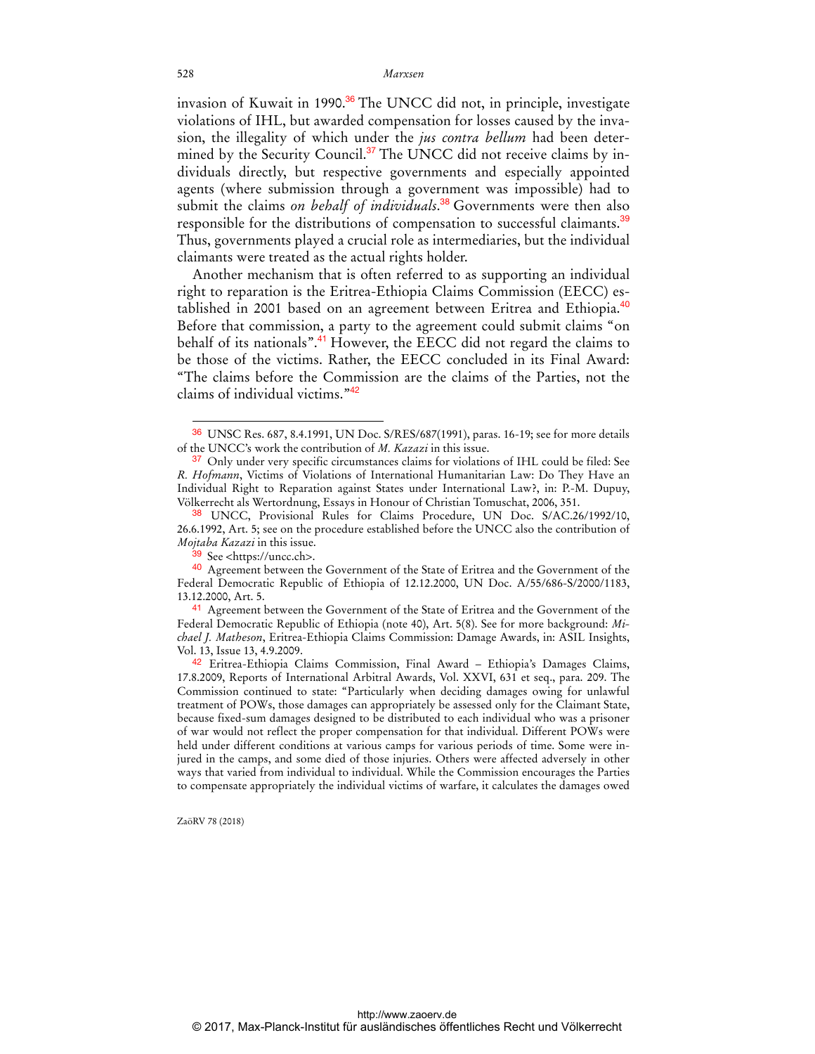invasion of Kuwait in 1990.[36] The UNCC did not, in principle, investigate violations of IHL, but awarded compensation for losses caused by the invasion, the illegality of which under the *jus contra bellum* had been determined by the Security Council.[37] The UNCC did not receive claims by individuals directly, but respective governments and especially appointed agents (where submission through a government was impossible) had to submit the claims *on behalf of individuals*.[38] Governments were then also responsible for the distributions of compensation to successful claimants.[39] Thus, governments played a crucial role as intermediaries, but the individual claimants were treated as the actual rights holder.

Another mechanism that is often referred to as supporting an individual right to reparation is the Eritrea-Ethiopia Claims Commission (EECC) established in 2001 based on an agreement between Eritrea and Ethiopia.[40] Before that commission, a party to the agreement could submit claims "on behalf of its nationals".[41] However, the EECC did not regard the claims to be those of the victims. Rather, the EECC concluded in its Final Award: "The claims before the Commission are the claims of the Parties, not the claims of individual victims."[42]

---

[36] UNSC Res. 687, 8.4.1991, UN Doc. S/RES/687(1991), paras. 16-19; see for more details of the UNCC's work the contribution of *M. Kazazi* in this issue.

[37] Only under very specific circumstances claims for violations of IHL could be filed: See *R. Hofmann*, Victims of Violations of International Humanitarian Law: Do They Have an Individual Right to Reparation against States under International Law?, in: P.-M. Dupuy, Völkerrecht als Wertordnung, Essays in Honour of Christian Tomuschat, 2006, 351.

[38] UNCC, Provisional Rules for Claims Procedure, UN Doc. S/AC.26/1992/10, 26.6.1992, Art. 5; see on the procedure established before the UNCC also the contribution of *Mojtaba Kazazi* in this issue.

[39] See <https://uncc.ch>.

[40] Agreement between the Government of the State of Eritrea and the Government of the Federal Democratic Republic of Ethiopia of 12.12.2000, UN Doc. A/55/686-S/2000/1183, 13.12.2000, Art. 5.

[41] Agreement between the Government of the State of Eritrea and the Government of the Federal Democratic Republic of Ethiopia (note 40), Art. 5(8). See for more background: *Michael J. Matheson*, Eritrea-Ethiopia Claims Commission: Damage Awards, in: ASIL Insights, Vol. 13, Issue 13, 4.9.2009.

[42] Eritrea-Ethiopia Claims Commission, Final Award – Ethiopia's Damages Claims, 17.8.2009, Reports of International Arbitral Awards, Vol. XXVI, 631 et seq., para. 209. The Commission continued to state: "Particularly when deciding damages owing for unlawful treatment of POWs, those damages can appropriately be assessed only for the Claimant State, because fixed-sum damages designed to be distributed to each individual who was a prisoner of war would not reflect the proper compensation for that individual. Different POWs were held under different conditions at various camps for various periods of time. Some were injured in the camps, and some died of those injuries. Others were affected adversely in other ways that varied from individual to individual. While the Commission encourages the Parties to compensate appropriately the individual victims of warfare, it calculates the damages owed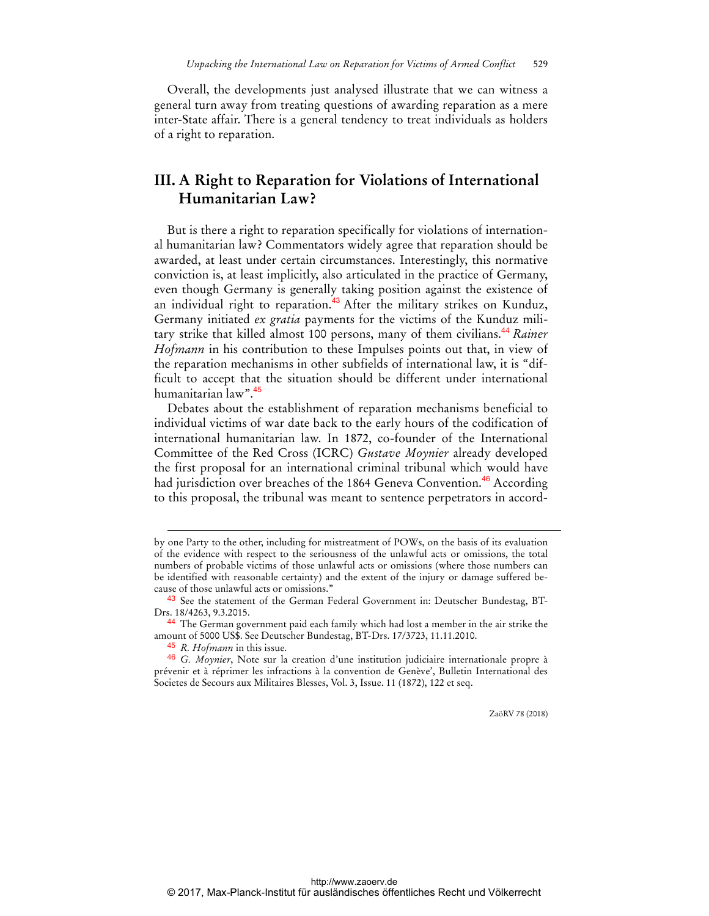Overall, the developments just analysed illustrate that we can witness a general turn away from treating questions of awarding reparation as a mere inter-State affair. There is a general tendency to treat individuals as holders of a right to reparation.

## III. A Right to Reparation for Violations of International Humanitarian Law?

But is there a right to reparation specifically for violations of international humanitarian law? Commentators widely agree that reparation should be awarded, at least under certain circumstances. Interestingly, this normative conviction is, at least implicitly, also articulated in the practice of Germany, even though Germany is generally taking position against the existence of an individual right to reparation.[43] After the military strikes on Kunduz, Germany initiated *ex gratia* payments for the victims of the Kunduz military strike that killed almost 100 persons, many of them civilians.[44] *Rainer Hofmann* in his contribution to these Impulses points out that, in view of the reparation mechanisms in other subfields of international law, it is "difficult to accept that the situation should be different under international humanitarian law".[45]

Debates about the establishment of reparation mechanisms beneficial to individual victims of war date back to the early hours of the codification of international humanitarian law. In 1872, co-founder of the International Committee of the Red Cross (ICRC) *Gustave Moynier* already developed the first proposal for an international criminal tribunal which would have had jurisdiction over breaches of the 1864 Geneva Convention.[46] According to this proposal, the tribunal was meant to sentence perpetrators in accord-

---

by one Party to the other, including for mistreatment of POWs, on the basis of its evaluation of the evidence with respect to the seriousness of the unlawful acts or omissions, the total numbers of probable victims of those unlawful acts or omissions (where those numbers can be identified with reasonable certainty) and the extent of the injury or damage suffered because of those unlawful acts or omissions."

[43] See the statement of the German Federal Government in: Deutscher Bundestag, BT-Drs. 18/4263, 9.3.2015.

[44] The German government paid each family which had lost a member in the air strike the amount of 5000 US$. See Deutscher Bundestag, BT-Drs. 17/3723, 11.11.2010.

[45] *R. Hofmann* in this issue.

[46] *G. Moynier*, Note sur la creation d'une institution judiciaire internationale propre à prévenir et à réprimer les infractions à la convention de Genève', Bulletin International des Societes de Secours aux Militaires Blesses, Vol. 3, Issue. 11 (1872), 122 et seq.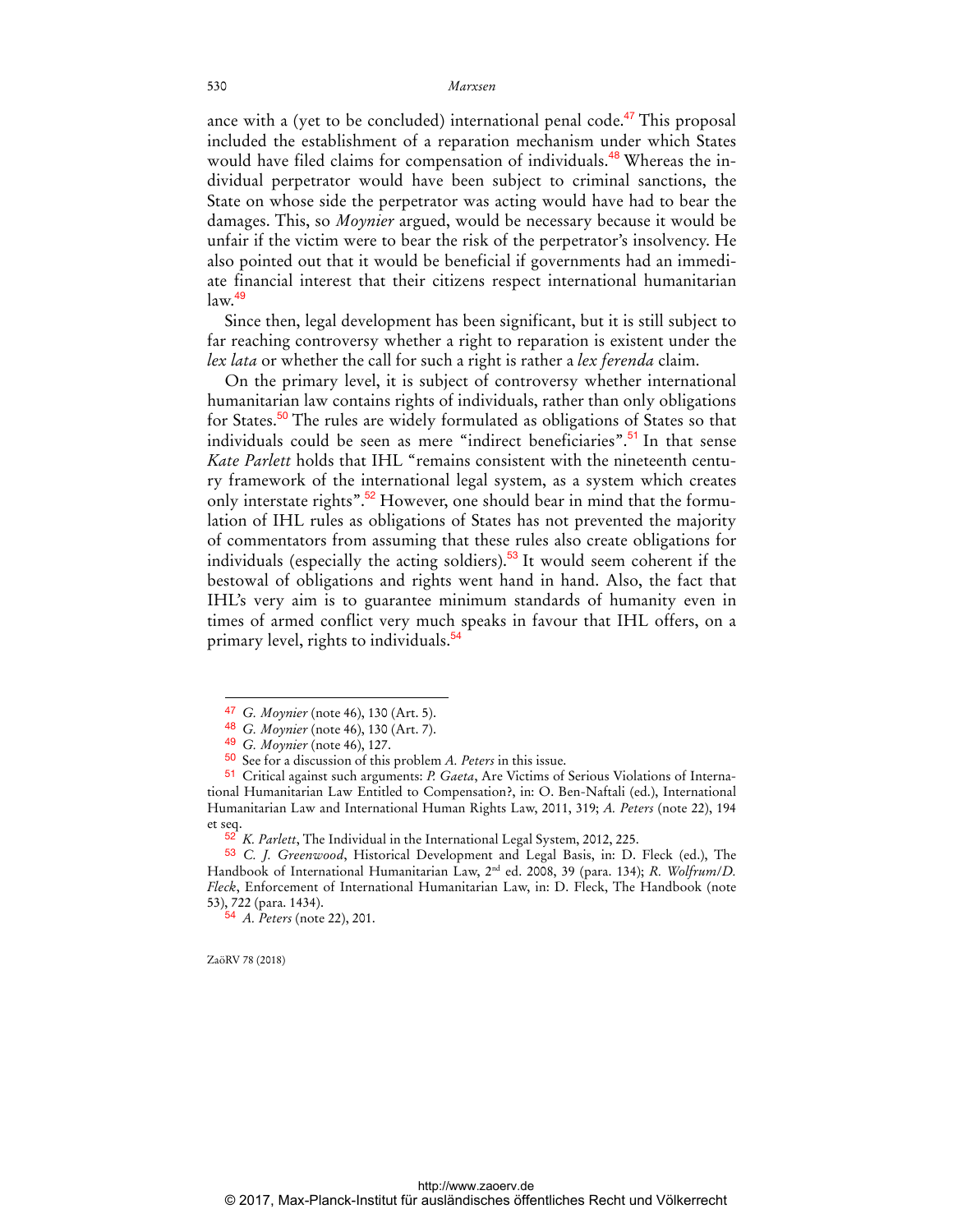ance with a (yet to be concluded) international penal code.[47] This proposal included the establishment of a reparation mechanism under which States would have filed claims for compensation of individuals.[48] Whereas the individual perpetrator would have been subject to criminal sanctions, the State on whose side the perpetrator was acting would have had to bear the damages. This, so *Moynier* argued, would be necessary because it would be unfair if the victim were to bear the risk of the perpetrator's insolvency. He also pointed out that it would be beneficial if governments had an immediate financial interest that their citizens respect international humanitarian law.[49]

Since then, legal development has been significant, but it is still subject to far reaching controversy whether a right to reparation is existent under the *lex lata* or whether the call for such a right is rather a *lex ferenda* claim.

On the primary level, it is subject of controversy whether international humanitarian law contains rights of individuals, rather than only obligations for States.[50] The rules are widely formulated as obligations of States so that individuals could be seen as mere "indirect beneficiaries".[51] In that sense *Kate Parlett* holds that IHL "remains consistent with the nineteenth century framework of the international legal system, as a system which creates only interstate rights".[52] However, one should bear in mind that the formulation of IHL rules as obligations of States has not prevented the majority of commentators from assuming that these rules also create obligations for individuals (especially the acting soldiers).[53] It would seem coherent if the bestowal of obligations and rights went hand in hand. Also, the fact that IHL's very aim is to guarantee minimum standards of humanity even in times of armed conflict very much speaks in favour that IHL offers, on a primary level, rights to individuals.[54]

---

[47] *G. Moynier* (note 46), 130 (Art. 5).

[48] *G. Moynier* (note 46), 130 (Art. 7).

[49] *G. Moynier* (note 46), 127.

[50] See for a discussion of this problem *A. Peters* in this issue.

[51] Critical against such arguments: *P. Gaeta*, Are Victims of Serious Violations of International Humanitarian Law Entitled to Compensation?, in: O. Ben-Naftali (ed.), International Humanitarian Law and International Human Rights Law, 2011, 319; *A. Peters* (note 22), 194 et seq.

[52] *K. Parlett*, The Individual in the International Legal System, 2012, 225.

[53] *C. J. Greenwood*, Historical Development and Legal Basis, in: D. Fleck (ed.), The Handbook of International Humanitarian Law, 2nd ed. 2008, 39 (para. 134); *R. Wolfrum/D. Fleck*, Enforcement of International Humanitarian Law, in: D. Fleck, The Handbook (note 53), 722 (para. 1434).

[54] *A. Peters* (note 22), 201.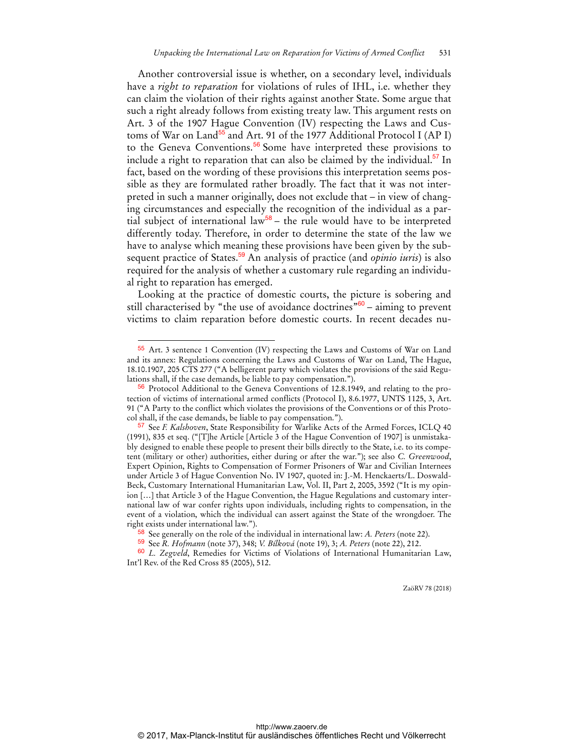Another controversial issue is whether, on a secondary level, individuals have a *right to reparation* for violations of rules of IHL, i.e. whether they can claim the violation of their rights against another State. Some argue that such a right already follows from existing treaty law. This argument rests on Art. 3 of the 1907 Hague Convention (IV) respecting the Laws and Customs of War on Land[55] and Art. 91 of the 1977 Additional Protocol I (AP I) to the Geneva Conventions.[56] Some have interpreted these provisions to include a right to reparation that can also be claimed by the individual.[57] In fact, based on the wording of these provisions this interpretation seems possible as they are formulated rather broadly. The fact that it was not interpreted in such a manner originally, does not exclude that – in view of changing circumstances and especially the recognition of the individual as a partial subject of international law[58] – the rule would have to be interpreted differently today. Therefore, in order to determine the state of the law we have to analyse which meaning these provisions have been given by the subsequent practice of States.[59] An analysis of practice (and *opinio iuris*) is also required for the analysis of whether a customary rule regarding an individual right to reparation has emerged.

Looking at the practice of domestic courts, the picture is sobering and still characterised by "the use of avoidance doctrines"[60] – aiming to prevent victims to claim reparation before domestic courts. In recent decades nu-

---

[55] Art. 3 sentence 1 Convention (IV) respecting the Laws and Customs of War on Land and its annex: Regulations concerning the Laws and Customs of War on Land, The Hague, 18.10.1907, 205 CTS 277 ("A belligerent party which violates the provisions of the said Regulations shall, if the case demands, be liable to pay compensation.").

[56] Protocol Additional to the Geneva Conventions of 12.8.1949, and relating to the protection of victims of international armed conflicts (Protocol I), 8.6.1977, UNTS 1125, 3, Art. 91 ("A Party to the conflict which violates the provisions of the Conventions or of this Protocol shall, if the case demands, be liable to pay compensation.").

[57] See *F. Kalshoven*, State Responsibility for Warlike Acts of the Armed Forces, ICLQ 40 (1991), 835 et seq. ("[T]he Article [Article 3 of the Hague Convention of 1907] is unmistakably designed to enable these people to present their bills directly to the State, i.e. to its competent (military or other) authorities, either during or after the war."); see also *C. Greenwood*, Expert Opinion, Rights to Compensation of Former Prisoners of War and Civilian Internees under Article 3 of Hague Convention No. IV 1907, quoted in: J.-M. Henckaerts/L. Doswald-Beck, Customary International Humanitarian Law, Vol. II, Part 2, 2005, 3592 ("It is my opinion […] that Article 3 of the Hague Convention, the Hague Regulations and customary international law of war confer rights upon individuals, including rights to compensation, in the event of a violation, which the individual can assert against the State of the wrongdoer. The right exists under international law.").

[58] See generally on the role of the individual in international law: *A. Peters* (note 22).

[59] See *R. Hofmann* (note 37), 348; *V. Bílková* (note 19), 3; *A. Peters* (note 22), 212.

[60] *L. Zegveld*, Remedies for Victims of Violations of International Humanitarian Law, Int'l Rev. of the Red Cross 85 (2005), 512.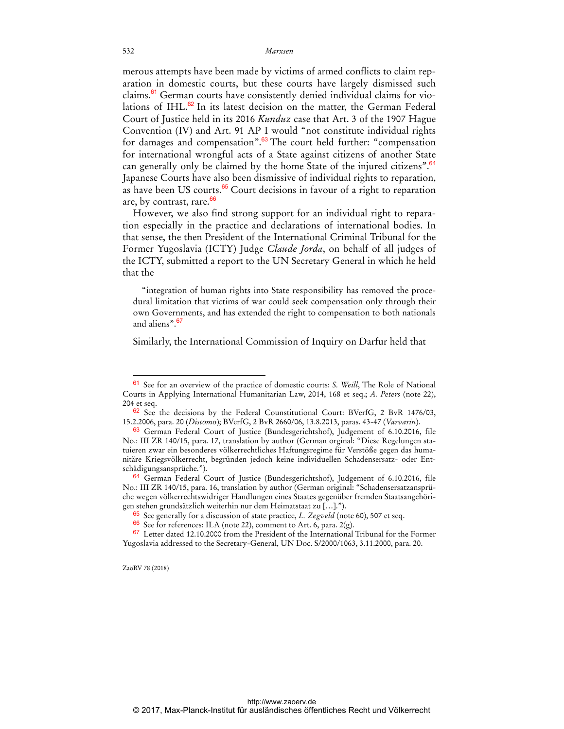merous attempts have been made by victims of armed conflicts to claim reparation in domestic courts, but these courts have largely dismissed such claims.[61] German courts have consistently denied individual claims for violations of IHL.[62] In its latest decision on the matter, the German Federal Court of Justice held in its 2016 *Kunduz* case that Art. 3 of the 1907 Hague Convention (IV) and Art. 91 AP I would "not constitute individual rights for damages and compensation".[63] The court held further: "compensation for international wrongful acts of a State against citizens of another State can generally only be claimed by the home State of the injured citizens".[64] Japanese Courts have also been dismissive of individual rights to reparation, as have been US courts.[65] Court decisions in favour of a right to reparation are, by contrast, rare.[66]

However, we also find strong support for an individual right to reparation especially in the practice and declarations of international bodies. In that sense, the then President of the International Criminal Tribunal for the Former Yugoslavia (ICTY) Judge *Claude Jorda*, on behalf of all judges of the ICTY, submitted a report to the UN Secretary General in which he held that the

> "integration of human rights into State responsibility has removed the procedural limitation that victims of war could seek compensation only through their own Governments, and has extended the right to compensation to both nationals and aliens".[67]

Similarly, the International Commission of Inquiry on Darfur held that

---

[61] See for an overview of the practice of domestic courts: *S. Weill*, The Role of National Courts in Applying International Humanitarian Law, 2014, 168 et seq.; *A. Peters* (note 22), 204 et seq.

[62] See the decisions by the Federal Counstitutional Court: BVerfG, 2 BvR 1476/03, 15.2.2006, para. 20 (*Distomo*); BVerfG, 2 BvR 2660/06, 13.8.2013, paras. 43-47 (*Varvarin*).

[63] German Federal Court of Justice (Bundesgerichtshof), Judgement of 6.10.2016, file No.: III ZR 140/15, para. 17, translation by author (German orginal: "Diese Regelungen statuieren zwar ein besonderes völkerrechtliches Haftungsregime für Verstöße gegen das humanitäre Kriegsvölkerrecht, begründen jedoch keine individuellen Schadensersatz- oder Entschädigungsansprüche.").

[64] German Federal Court of Justice (Bundesgerichtshof), Judgement of 6.10.2016, file No.: III ZR 140/15, para. 16, translation by author (German original: "Schadensersatzansprüche wegen völkerrechtswidriger Handlungen eines Staates gegenüber fremden Staatsangehörigen stehen grundsätzlich weiterhin nur dem Heimatstaat zu […].").

[65] See generally for a discussion of state practice, *L. Zegveld* (note 60), 507 et seq.

[66] See for references: ILA (note 22), comment to Art. 6, para. 2(g).

[67] Letter dated 12.10.2000 from the President of the International Tribunal for the Former Yugoslavia addressed to the Secretary-General, UN Doc. S/2000/1063, 3.11.2000, para. 20.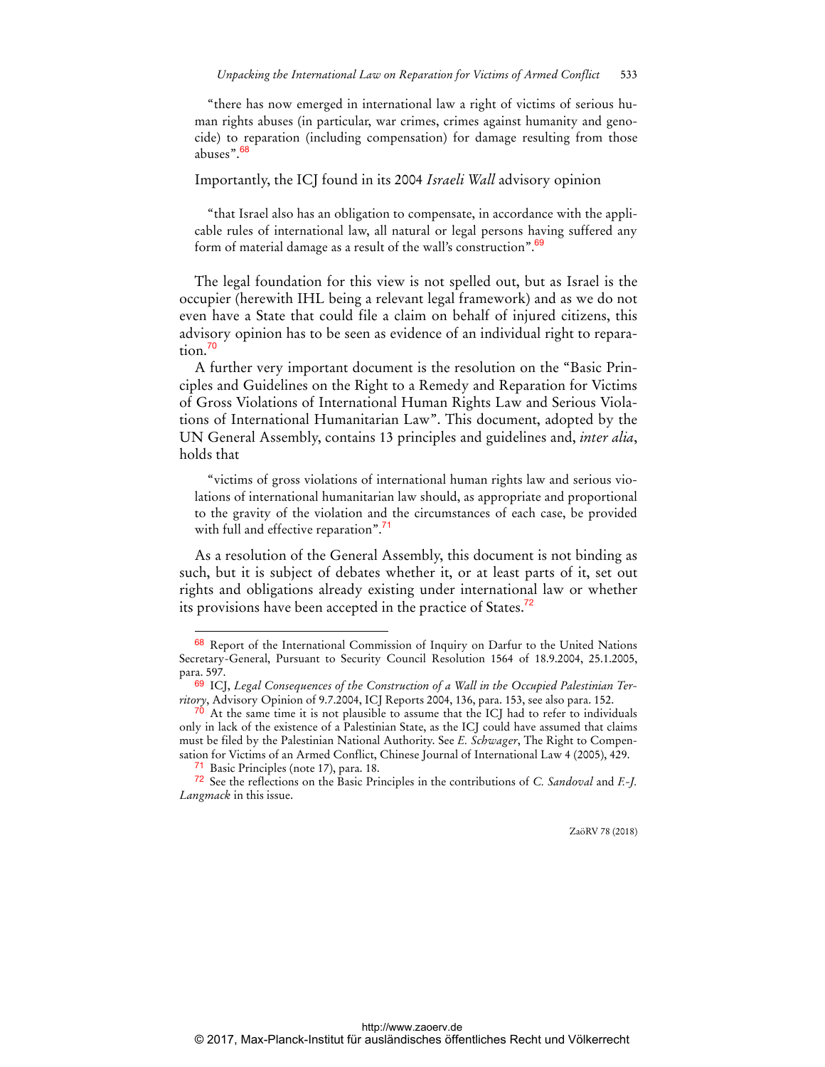> "there has now emerged in international law a right of victims of serious human rights abuses (in particular, war crimes, crimes against humanity and genocide) to reparation (including compensation) for damage resulting from those abuses".[68]

Importantly, the ICJ found in its 2004 *Israeli Wall* advisory opinion

> "that Israel also has an obligation to compensate, in accordance with the applicable rules of international law, all natural or legal persons having suffered any form of material damage as a result of the wall's construction".[69]

The legal foundation for this view is not spelled out, but as Israel is the occupier (herewith IHL being a relevant legal framework) and as we do not even have a State that could file a claim on behalf of injured citizens, this advisory opinion has to be seen as evidence of an individual right to reparation.[70]

A further very important document is the resolution on the "Basic Principles and Guidelines on the Right to a Remedy and Reparation for Victims of Gross Violations of International Human Rights Law and Serious Violations of International Humanitarian Law". This document, adopted by the UN General Assembly, contains 13 principles and guidelines and, *inter alia*, holds that

> "victims of gross violations of international human rights law and serious violations of international humanitarian law should, as appropriate and proportional to the gravity of the violation and the circumstances of each case, be provided with full and effective reparation".[71]

As a resolution of the General Assembly, this document is not binding as such, but it is subject of debates whether it, or at least parts of it, set out rights and obligations already existing under international law or whether its provisions have been accepted in the practice of States.[72]

---

[68] Report of the International Commission of Inquiry on Darfur to the United Nations Secretary-General, Pursuant to Security Council Resolution 1564 of 18.9.2004, 25.1.2005, para. 597.

[69] ICJ, *Legal Consequences of the Construction of a Wall in the Occupied Palestinian Territory*, Advisory Opinion of 9.7.2004, ICJ Reports 2004, 136, para. 153, see also para. 152.

[70] At the same time it is not plausible to assume that the ICJ had to refer to individuals only in lack of the existence of a Palestinian State, as the ICJ could have assumed that claims must be filed by the Palestinian National Authority. See *E. Schwager*, The Right to Compensation for Victims of an Armed Conflict, Chinese Journal of International Law 4 (2005), 429.

[71] Basic Principles (note 17), para. 18.

[72] See the reflections on the Basic Principles in the contributions of *C. Sandoval* and *F.-J. Langmack* in this issue.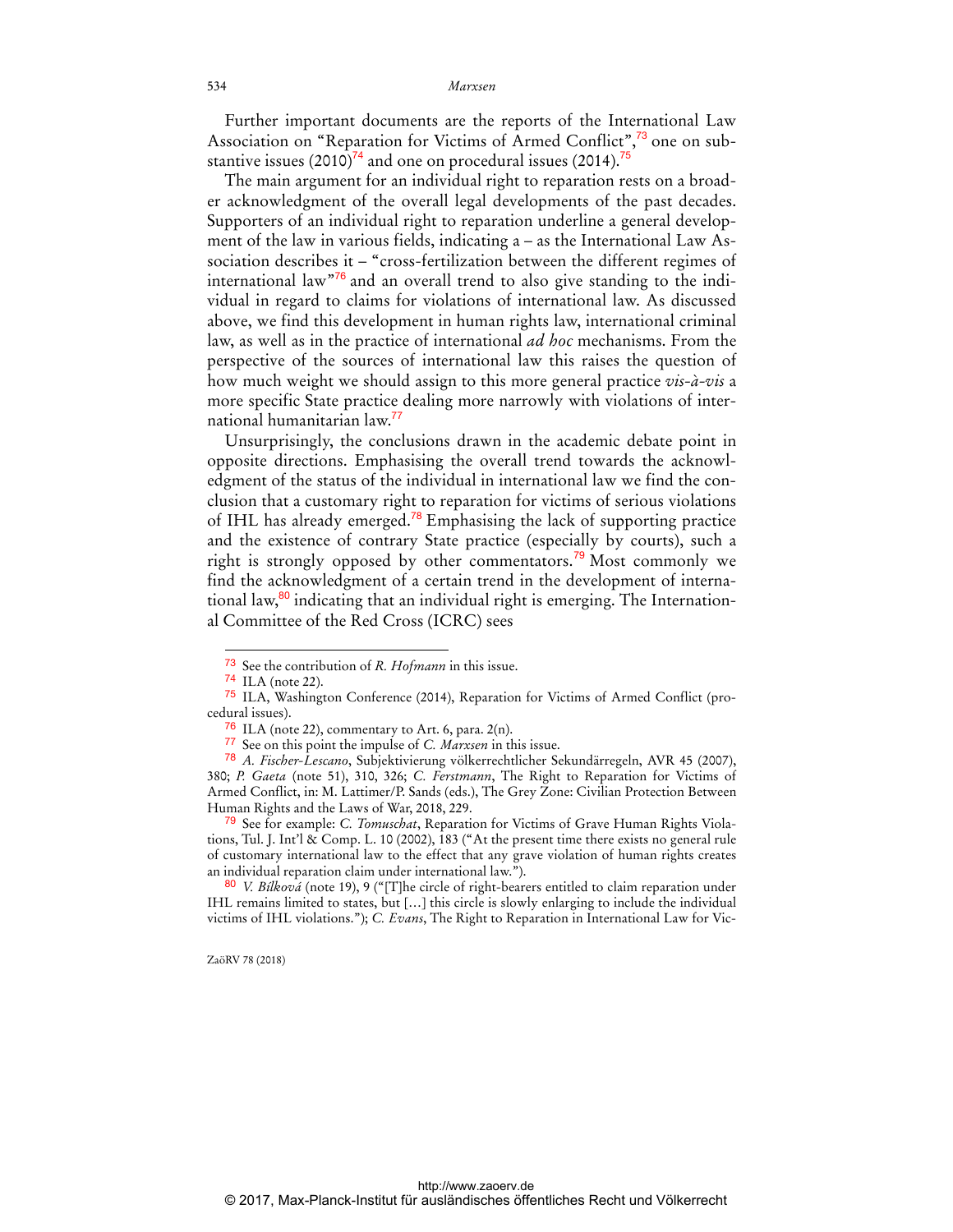Further important documents are the reports of the International Law Association on "Reparation for Victims of Armed Conflict",[73] one on substantive issues (2010)[74] and one on procedural issues (2014).[75]

The main argument for an individual right to reparation rests on a broader acknowledgment of the overall legal developments of the past decades. Supporters of an individual right to reparation underline a general development of the law in various fields, indicating a – as the International Law Association describes it – "cross-fertilization between the different regimes of international law"[76] and an overall trend to also give standing to the individual in regard to claims for violations of international law. As discussed above, we find this development in human rights law, international criminal law, as well as in the practice of international *ad hoc* mechanisms. From the perspective of the sources of international law this raises the question of how much weight we should assign to this more general practice *vis-à-vis* a more specific State practice dealing more narrowly with violations of international humanitarian law.[77]

Unsurprisingly, the conclusions drawn in the academic debate point in opposite directions. Emphasising the overall trend towards the acknowledgment of the status of the individual in international law we find the conclusion that a customary right to reparation for victims of serious violations of IHL has already emerged.[78] Emphasising the lack of supporting practice and the existence of contrary State practice (especially by courts), such a right is strongly opposed by other commentators.[79] Most commonly we find the acknowledgment of a certain trend in the development of international law,[80] indicating that an individual right is emerging. The International Committee of the Red Cross (ICRC) sees

---

[73] See the contribution of *R. Hofmann* in this issue.

[74] ILA (note 22).

[75] ILA, Washington Conference (2014), Reparation for Victims of Armed Conflict (procedural issues).

[76] ILA (note 22), commentary to Art. 6, para. 2(n).

[77] See on this point the impulse of *C. Marxsen* in this issue.

[78] *A. Fischer-Lescano*, Subjektivierung völkerrechtlicher Sekundärregeln, AVR 45 (2007), 380; *P. Gaeta* (note 51), 310, 326; *C. Ferstmann*, The Right to Reparation for Victims of Armed Conflict, in: M. Lattimer/P. Sands (eds.), The Grey Zone: Civilian Protection Between Human Rights and the Laws of War, 2018, 229.

[79] See for example: *C. Tomuschat*, Reparation for Victims of Grave Human Rights Violations, Tul. J. Int'l & Comp. L. 10 (2002), 183 ("At the present time there exists no general rule of customary international law to the effect that any grave violation of human rights creates an individual reparation claim under international law.").

[80] *V. Bílková* (note 19), 9 ("[T]he circle of right-bearers entitled to claim reparation under IHL remains limited to states, but […] this circle is slowly enlarging to include the individual victims of IHL violations."); *C. Evans*, The Right to Reparation in International Law for Vic-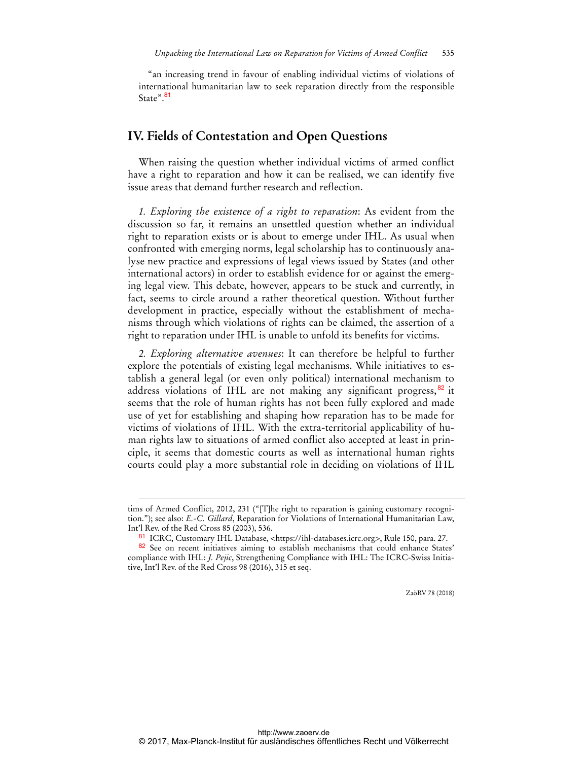"an increasing trend in favour of enabling individual victims of violations of international humanitarian law to seek reparation directly from the responsible State".[81]

## IV. Fields of Contestation and Open Questions

When raising the question whether individual victims of armed conflict have a right to reparation and how it can be realised, we can identify five issue areas that demand further research and reflection.

*1. Exploring the existence of a right to reparation*: As evident from the discussion so far, it remains an unsettled question whether an individual right to reparation exists or is about to emerge under IHL. As usual when confronted with emerging norms, legal scholarship has to continuously analyse new practice and expressions of legal views issued by States (and other international actors) in order to establish evidence for or against the emerging legal view. This debate, however, appears to be stuck and currently, in fact, seems to circle around a rather theoretical question. Without further development in practice, especially without the establishment of mechanisms through which violations of rights can be claimed, the assertion of a right to reparation under IHL is unable to unfold its benefits for victims.

*2. Exploring alternative avenues*: It can therefore be helpful to further explore the potentials of existing legal mechanisms. While initiatives to establish a general legal (or even only political) international mechanism to address violations of IHL are not making any significant progress,[82] it seems that the role of human rights has not been fully explored and made use of yet for establishing and shaping how reparation has to be made for victims of violations of IHL. With the extra-territorial applicability of human rights law to situations of armed conflict also accepted at least in principle, it seems that domestic courts as well as international human rights courts could play a more substantial role in deciding on violations of IHL

---

tims of Armed Conflict, 2012, 231 ("[T]he right to reparation is gaining customary recognition."); see also: *E.-C. Gillard*, Reparation for Violations of International Humanitarian Law, Int'l Rev. of the Red Cross 85 (2003), 536.

[81] ICRC, Customary IHL Database, <https://ihl-databases.icrc.org>, Rule 150, para. 27.

[82] See on recent initiatives aiming to establish mechanisms that could enhance States' compliance with IHL: *J. Pejic*, Strengthening Compliance with IHL: The ICRC-Swiss Initiative, Int'l Rev. of the Red Cross 98 (2016), 315 et seq.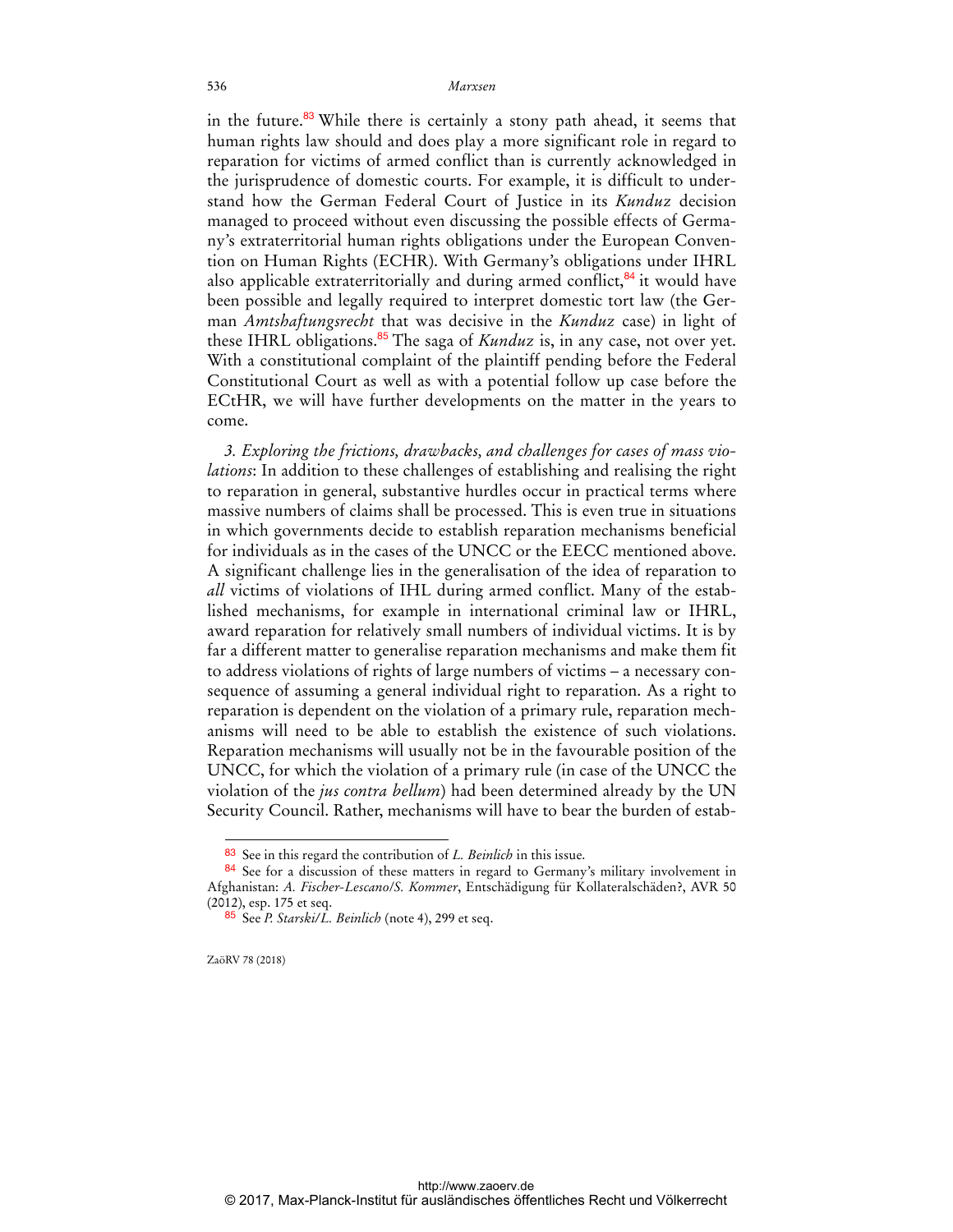in the future.[83] While there is certainly a stony path ahead, it seems that human rights law should and does play a more significant role in regard to reparation for victims of armed conflict than is currently acknowledged in the jurisprudence of domestic courts. For example, it is difficult to understand how the German Federal Court of Justice in its *Kunduz* decision managed to proceed without even discussing the possible effects of Germany's extraterritorial human rights obligations under the European Convention on Human Rights (ECHR). With Germany's obligations under IHRL also applicable extraterritorially and during armed conflict,[84] it would have been possible and legally required to interpret domestic tort law (the German *Amtshaftungsrecht* that was decisive in the *Kunduz* case) in light of these IHRL obligations.[85] The saga of *Kunduz* is, in any case, not over yet. With a constitutional complaint of the plaintiff pending before the Federal Constitutional Court as well as with a potential follow up case before the ECtHR, we will have further developments on the matter in the years to come.

*3. Exploring the frictions, drawbacks, and challenges for cases of mass violations*: In addition to these challenges of establishing and realising the right to reparation in general, substantive hurdles occur in practical terms where massive numbers of claims shall be processed. This is even true in situations in which governments decide to establish reparation mechanisms beneficial for individuals as in the cases of the UNCC or the EECC mentioned above. A significant challenge lies in the generalisation of the idea of reparation to *all* victims of violations of IHL during armed conflict. Many of the established mechanisms, for example in international criminal law or IHRL, award reparation for relatively small numbers of individual victims. It is by far a different matter to generalise reparation mechanisms and make them fit to address violations of rights of large numbers of victims – a necessary consequence of assuming a general individual right to reparation. As a right to reparation is dependent on the violation of a primary rule, reparation mechanisms will need to be able to establish the existence of such violations. Reparation mechanisms will usually not be in the favourable position of the UNCC, for which the violation of a primary rule (in case of the UNCC the violation of the *jus contra bellum*) had been determined already by the UN Security Council. Rather, mechanisms will have to bear the burden of estab-

---

[83] See in this regard the contribution of *L. Beinlich* in this issue.

[84] See for a discussion of these matters in regard to Germany's military involvement in Afghanistan: *A. Fischer-Lescano/S. Kommer*, Entschädigung für Kollateralschäden?, AVR 50 (2012), esp. 175 et seq.

[85] See *P. Starski/L. Beinlich* (note 4), 299 et seq.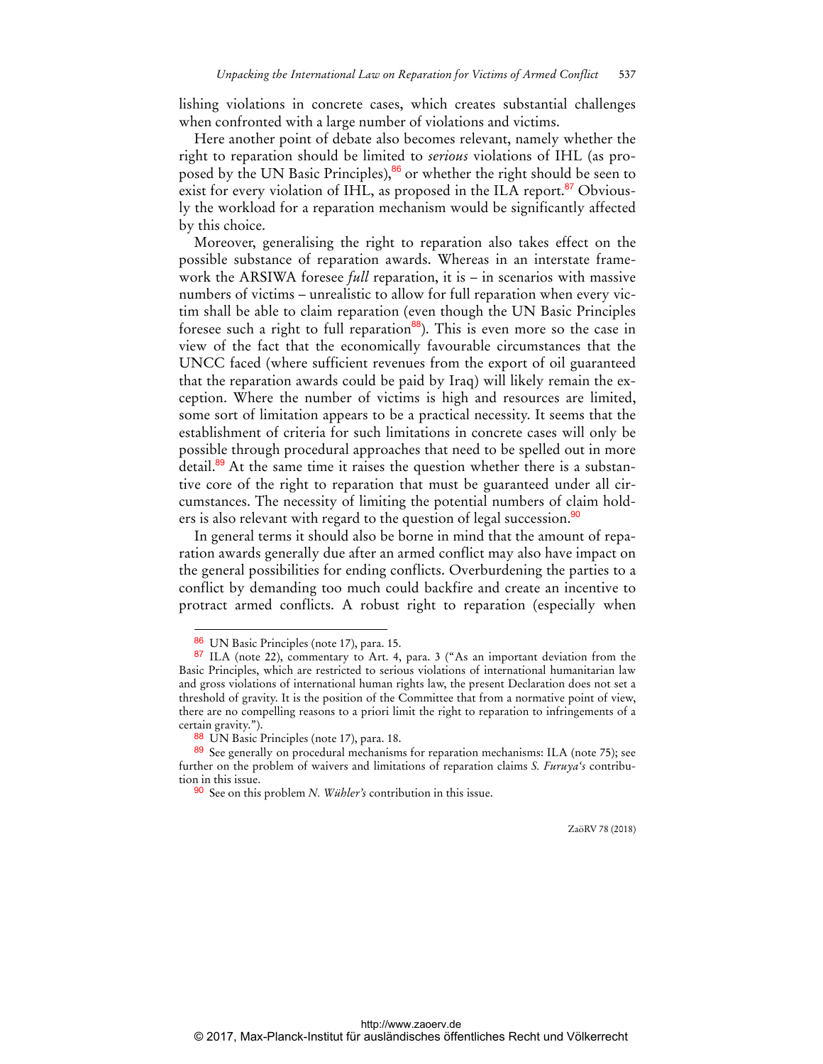lishing violations in concrete cases, which creates substantial challenges when confronted with a large number of violations and victims.

Here another point of debate also becomes relevant, namely whether the right to reparation should be limited to *serious* violations of IHL (as proposed by the UN Basic Principles),[86] or whether the right should be seen to exist for every violation of IHL, as proposed in the ILA report.[87] Obviously the workload for a reparation mechanism would be significantly affected by this choice.

Moreover, generalising the right to reparation also takes effect on the possible substance of reparation awards. Whereas in an interstate framework the ARSIWA foresee *full* reparation, it is – in scenarios with massive numbers of victims – unrealistic to allow for full reparation when every victim shall be able to claim reparation (even though the UN Basic Principles foresee such a right to full reparation[88]). This is even more so the case in view of the fact that the economically favourable circumstances that the UNCC faced (where sufficient revenues from the export of oil guaranteed that the reparation awards could be paid by Iraq) will likely remain the exception. Where the number of victims is high and resources are limited, some sort of limitation appears to be a practical necessity. It seems that the establishment of criteria for such limitations in concrete cases will only be possible through procedural approaches that need to be spelled out in more detail.[89] At the same time it raises the question whether there is a substantive core of the right to reparation that must be guaranteed under all circumstances. The necessity of limiting the potential numbers of claim holders is also relevant with regard to the question of legal succession.[90]

In general terms it should also be borne in mind that the amount of reparation awards generally due after an armed conflict may also have impact on the general possibilities for ending conflicts. Overburdening the parties to a conflict by demanding too much could backfire and create an incentive to protract armed conflicts. A robust right to reparation (especially when

---

[86] UN Basic Principles (note 17), para. 15.

[87] ILA (note 22), commentary to Art. 4, para. 3 ("As an important deviation from the Basic Principles, which are restricted to serious violations of international humanitarian law and gross violations of international human rights law, the present Declaration does not set a threshold of gravity. It is the position of the Committee that from a normative point of view, there are no compelling reasons to a priori limit the right to reparation to infringements of a certain gravity.").

[88] UN Basic Principles (note 17), para. 18.

[89] See generally on procedural mechanisms for reparation mechanisms: ILA (note 75); see further on the problem of waivers and limitations of reparation claims *S. Furuya's* contribution in this issue.

[90] See on this problem *N. Wühler's* contribution in this issue.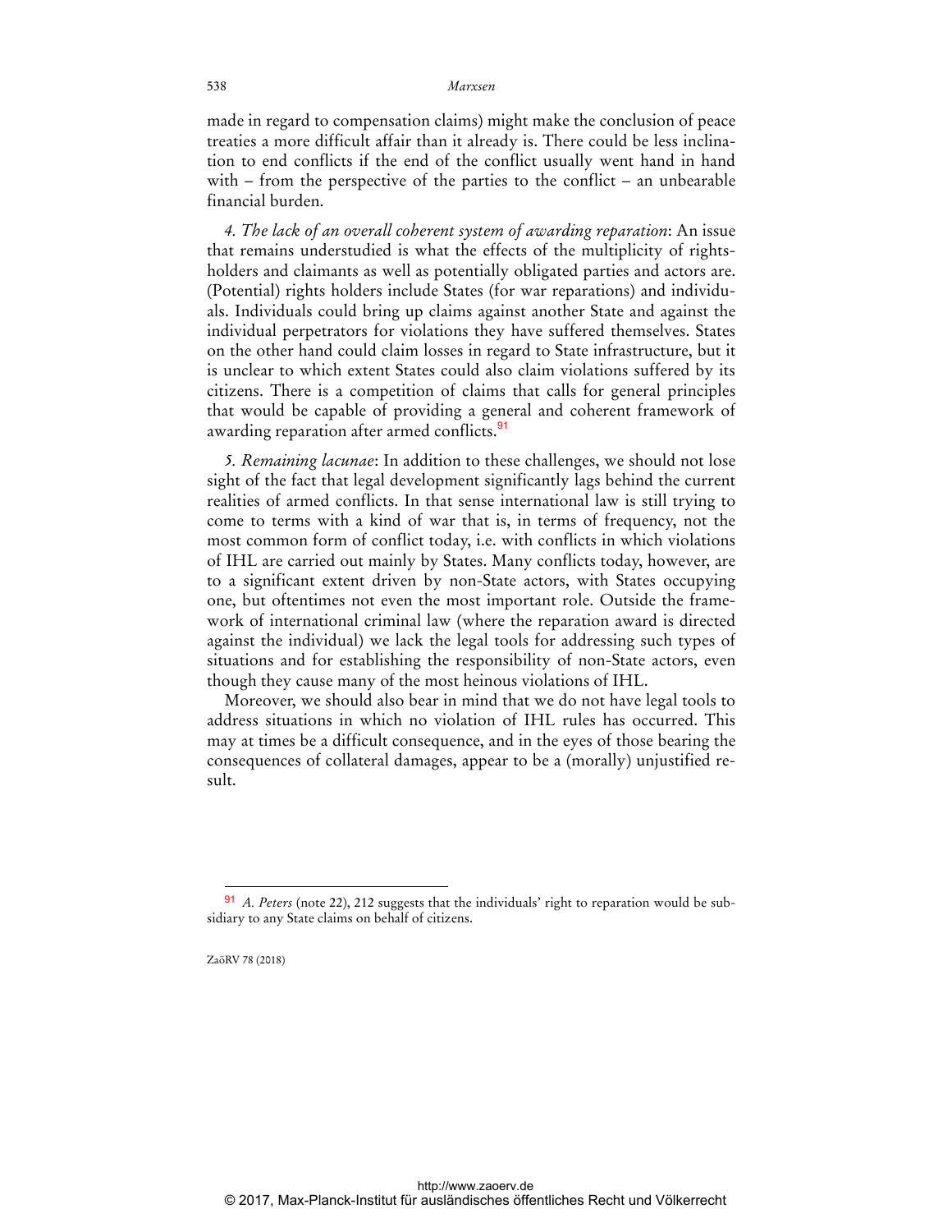made in regard to compensation claims) might make the conclusion of peace treaties a more difficult affair than it already is. There could be less inclination to end conflicts if the end of the conflict usually went hand in hand with – from the perspective of the parties to the conflict – an unbearable financial burden.

*4. The lack of an overall coherent system of awarding reparation*: An issue that remains understudied is what the effects of the multiplicity of rights-holders and claimants as well as potentially obligated parties and actors are. (Potential) rights holders include States (for war reparations) and individuals. Individuals could bring up claims against another State and against the individual perpetrators for violations they have suffered themselves. States on the other hand could claim losses in regard to State infrastructure, but it is unclear to which extent States could also claim violations suffered by its citizens. There is a competition of claims that calls for general principles that would be capable of providing a general and coherent framework of awarding reparation after armed conflicts.[91]

*5. Remaining lacunae*: In addition to these challenges, we should not lose sight of the fact that legal development significantly lags behind the current realities of armed conflicts. In that sense international law is still trying to come to terms with a kind of war that is, in terms of frequency, not the most common form of conflict today, i.e. with conflicts in which violations of IHL are carried out mainly by States. Many conflicts today, however, are to a significant extent driven by non-State actors, with States occupying one, but oftentimes not even the most important role. Outside the framework of international criminal law (where the reparation award is directed against the individual) we lack the legal tools for addressing such types of situations and for establishing the responsibility of non-State actors, even though they cause many of the most heinous violations of IHL.

Moreover, we should also bear in mind that we do not have legal tools to address situations in which no violation of IHL rules has occurred. This may at times be a difficult consequence, and in the eyes of those bearing the consequences of collateral damages, appear to be a (morally) unjustified result.

---

[91] *A. Peters* (note 22), 212 suggests that the individuals' right to reparation would be subsidiary to any State claims on behalf of citizens.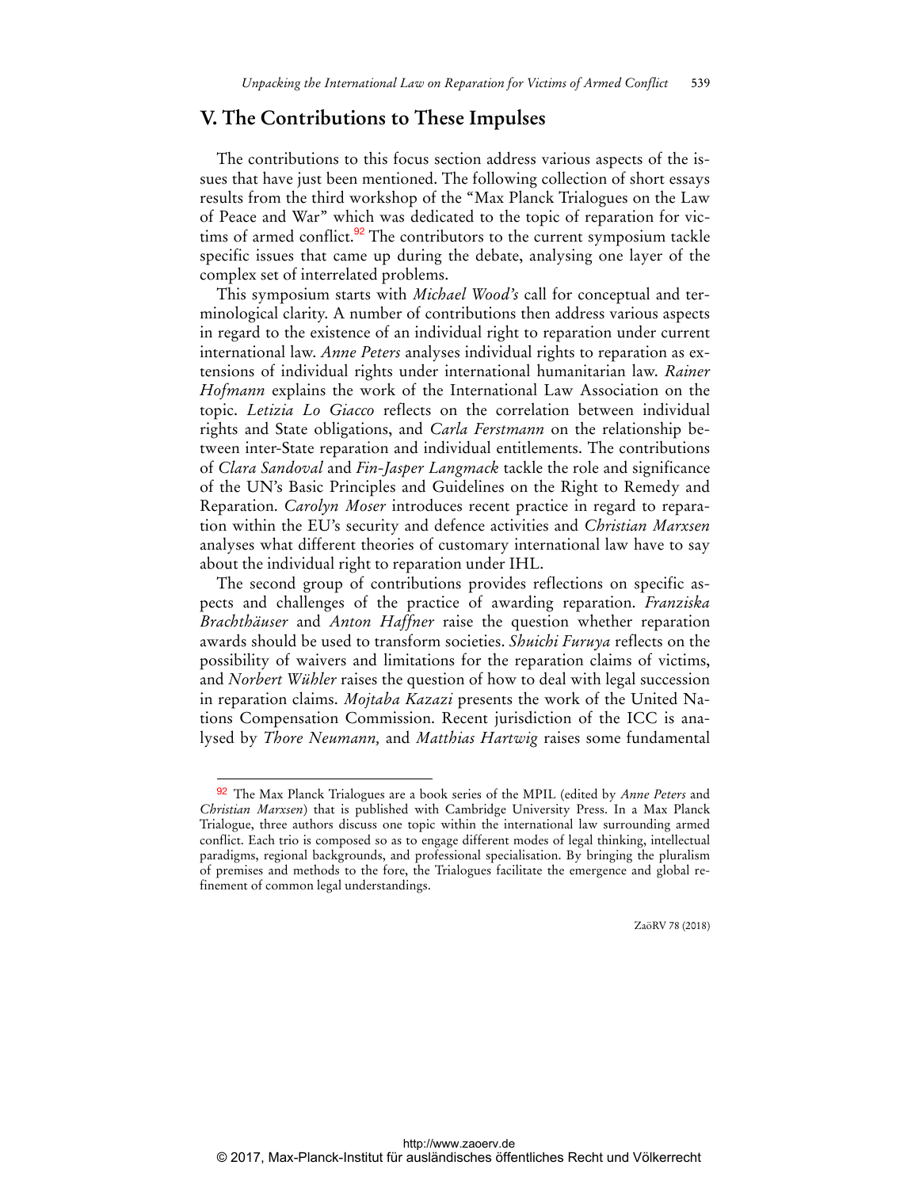## V. The Contributions to These Impulses

The contributions to this focus section address various aspects of the issues that have just been mentioned. The following collection of short essays results from the third workshop of the "Max Planck Trialogues on the Law of Peace and War" which was dedicated to the topic of reparation for victims of armed conflict.[92] The contributors to the current symposium tackle specific issues that came up during the debate, analysing one layer of the complex set of interrelated problems.

This symposium starts with *Michael Wood's* call for conceptual and terminological clarity. A number of contributions then address various aspects in regard to the existence of an individual right to reparation under current international law. *Anne Peters* analyses individual rights to reparation as extensions of individual rights under international humanitarian law. *Rainer Hofmann* explains the work of the International Law Association on the topic. *Letizia Lo Giacco* reflects on the correlation between individual rights and State obligations, and *Carla Ferstmann* on the relationship between inter-State reparation and individual entitlements. The contributions of *Clara Sandoval* and *Fin-Jasper Langmack* tackle the role and significance of the UN's Basic Principles and Guidelines on the Right to Remedy and Reparation. *Carolyn Moser* introduces recent practice in regard to reparation within the EU's security and defence activities and *Christian Marxsen* analyses what different theories of customary international law have to say about the individual right to reparation under IHL.

The second group of contributions provides reflections on specific aspects and challenges of the practice of awarding reparation. *Franziska Brachthäuser* and *Anton Haffner* raise the question whether reparation awards should be used to transform societies. *Shuichi Furuya* reflects on the possibility of waivers and limitations for the reparation claims of victims, and *Norbert Wühler* raises the question of how to deal with legal succession in reparation claims. *Mojtaba Kazazi* presents the work of the United Nations Compensation Commission. Recent jurisdiction of the ICC is analysed by *Thore Neumann,* and *Matthias Hartwig* raises some fundamental

---

[92] The Max Planck Trialogues are a book series of the MPIL (edited by *Anne Peters* and *Christian Marxsen*) that is published with Cambridge University Press. In a Max Planck Trialogue, three authors discuss one topic within the international law surrounding armed conflict. Each trio is composed so as to engage different modes of legal thinking, intellectual paradigms, regional backgrounds, and professional specialisation. By bringing the pluralism of premises and methods to the fore, the Trialogues facilitate the emergence and global refinement of common legal understandings.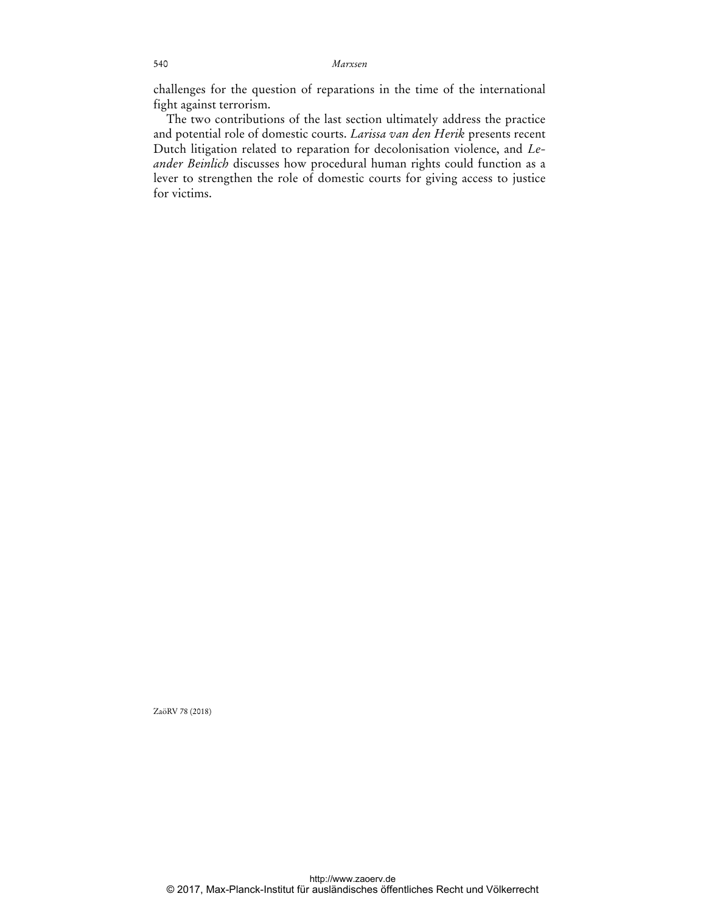challenges for the question of reparations in the time of the international fight against terrorism.

The two contributions of the last section ultimately address the practice and potential role of domestic courts. *Larissa van den Herik* presents recent Dutch litigation related to reparation for decolonisation violence, and *Leander Beinlich* discusses how procedural human rights could function as a lever to strengthen the role of domestic courts for giving access to justice for victims.